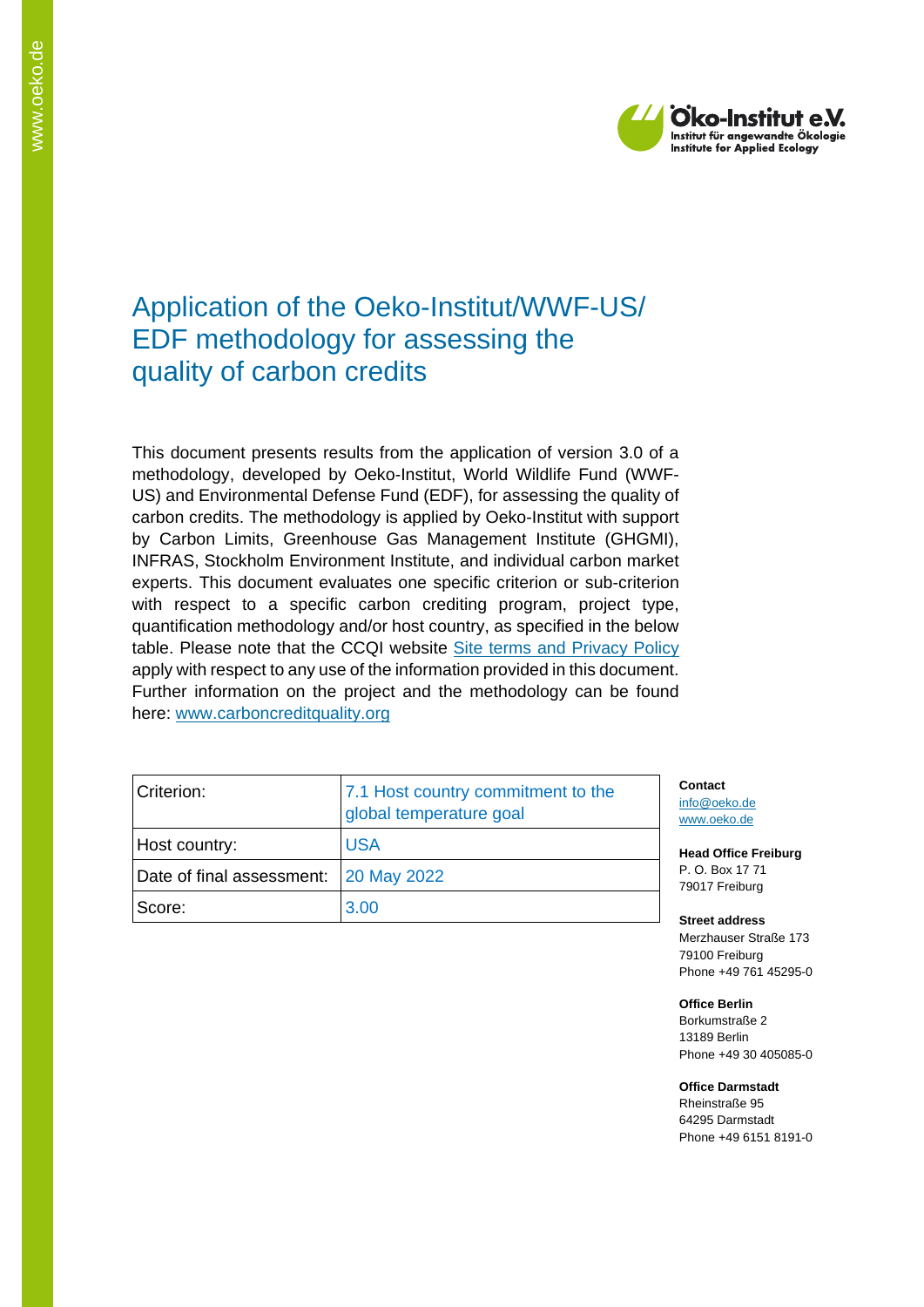# Application of the Oeko-Institut/WWF-US/ EDF methodology for assessing the quality of carbon credits

This document presents results from the application of version 3.0 of a methodology, developed by Oeko-Institut, World Wildlife Fund (WWF-US) and Environmental Defense Fund (EDF), for assessing the quality of carbon credits. The methodology is applied by Oeko-Institut with support by Carbon Limits, Greenhouse Gas Management Institute (GHGMI), INFRAS, Stockholm Environment Institute, and individual carbon market experts. This document evaluates one specific criterion or sub-criterion with respect to a specific carbon crediting program, project type, quantification methodology and/or host country, as specified in the below table. Please note that the CCQI website [Site terms and Privacy Policy](#) apply with respect to any use of the information provided in this document. Further information on the project and the methodology can be found here: [www.carboncreditquality.org](http://www.carboncreditquality.org)

| Criterion: | 7.1 Host country commitment to the global temperature goal |
|---|---|
| Host country: | USA |
| Date of final assessment: | 20 May 2022 |
| Score: | 3.00 |

**Contact**
info@oeko.de
www.oeko.de

**Head Office Freiburg**
P. O. Box 17 71
79017 Freiburg

**Street address**
Merzhauser Straße 173
79100 Freiburg
Phone +49 761 45295-0

**Office Berlin**
Borkumstraße 2
13189 Berlin
Phone +49 30 405085-0

**Office Darmstadt**
Rheinstraße 95
64295 Darmstadt
Phone +49 6151 8191-0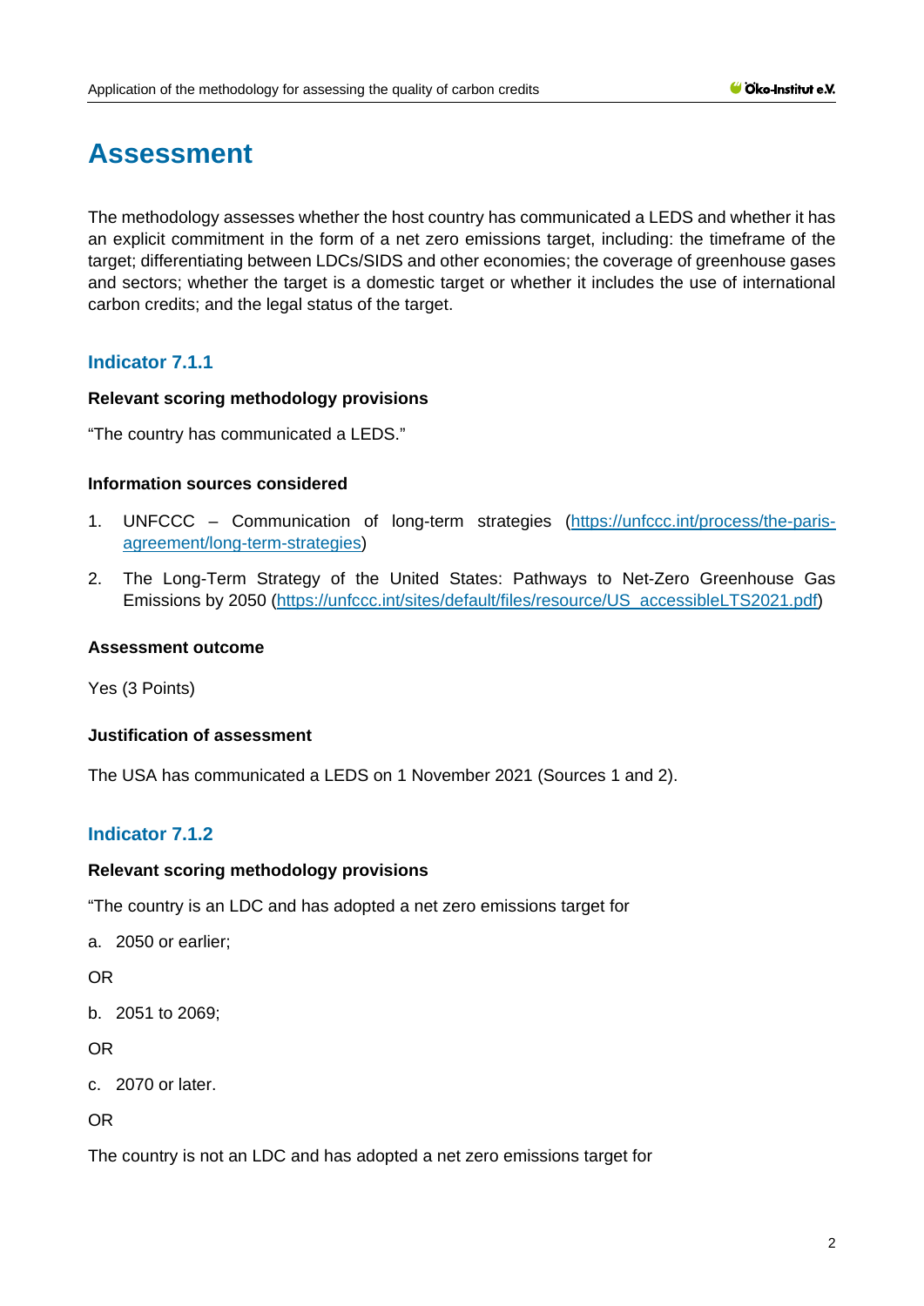# Assessment

The methodology assesses whether the host country has communicated a LEDS and whether it has an explicit commitment in the form of a net zero emissions target, including: the timeframe of the target; differentiating between LDCs/SIDS and other economies; the coverage of greenhouse gases and sectors; whether the target is a domestic target or whether it includes the use of international carbon credits; and the legal status of the target.

## Indicator 7.1.1

**Relevant scoring methodology provisions**

"The country has communicated a LEDS."

**Information sources considered**

1. UNFCCC – Communication of long-term strategies (https://unfccc.int/process/the-paris-agreement/long-term-strategies)
2. The Long-Term Strategy of the United States: Pathways to Net-Zero Greenhouse Gas Emissions by 2050 (https://unfccc.int/sites/default/files/resource/US_accessibleLTS2021.pdf)

**Assessment outcome**

Yes (3 Points)

**Justification of assessment**

The USA has communicated a LEDS on 1 November 2021 (Sources 1 and 2).

## Indicator 7.1.2

**Relevant scoring methodology provisions**

"The country is an LDC and has adopted a net zero emissions target for

a. 2050 or earlier;

OR

b. 2051 to 2069;

OR

c. 2070 or later.

OR

The country is not an LDC and has adopted a net zero emissions target for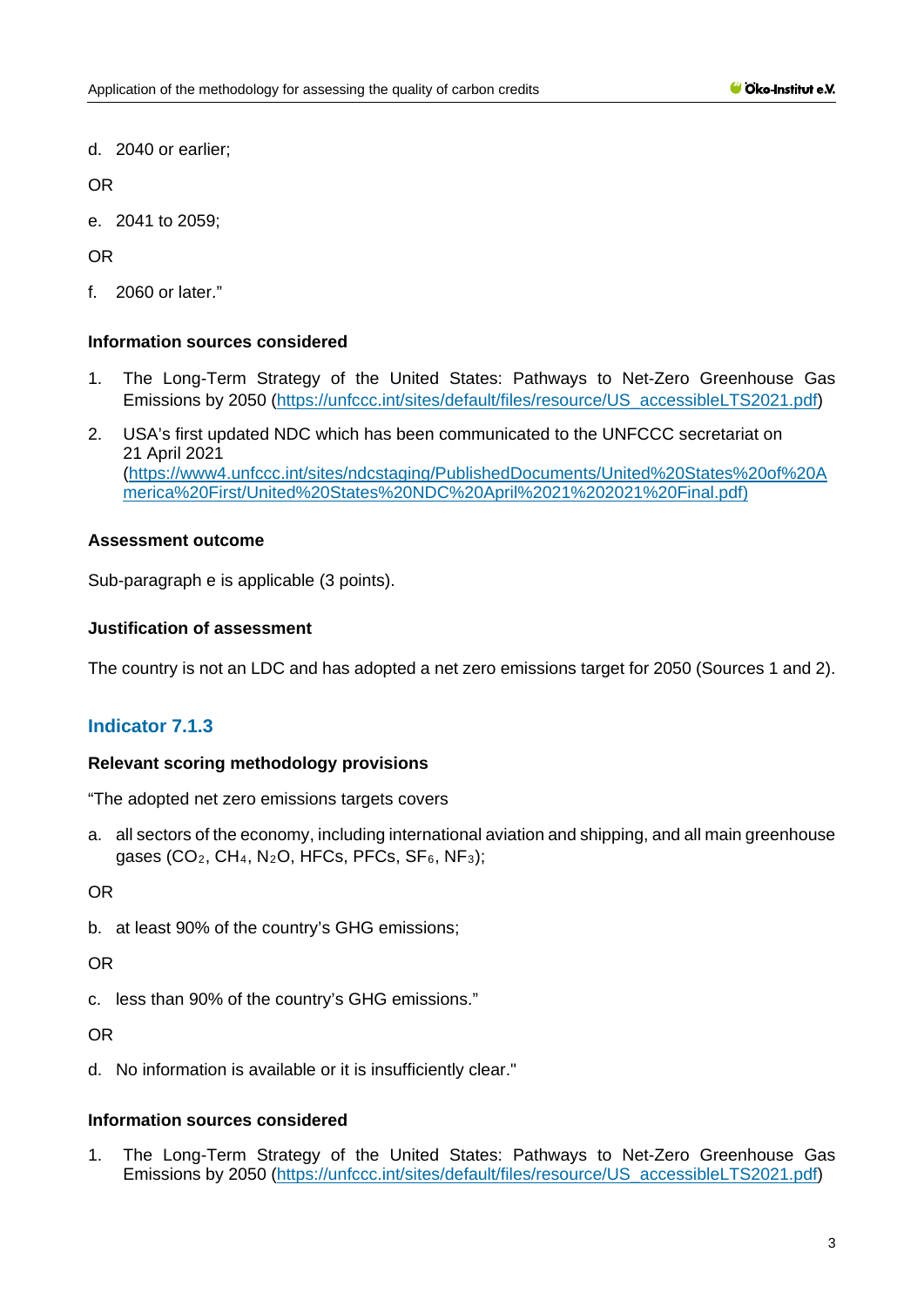d. 2040 or earlier;

OR

e. 2041 to 2059;

OR

f. 2060 or later."

**Information sources considered**

1. The Long-Term Strategy of the United States: Pathways to Net-Zero Greenhouse Gas Emissions by 2050 (https://unfccc.int/sites/default/files/resource/US_accessibleLTS2021.pdf)
2. USA's first updated NDC which has been communicated to the UNFCCC secretariat on 21 April 2021 (https://www4.unfccc.int/sites/ndcstaging/PublishedDocuments/United%20States%20of%20America%20First/United%20States%20NDC%20April%2021%202021%20Final.pdf)

**Assessment outcome**

Sub-paragraph e is applicable (3 points).

**Justification of assessment**

The country is not an LDC and has adopted a net zero emissions target for 2050 (Sources 1 and 2).

## Indicator 7.1.3

**Relevant scoring methodology provisions**

"The adopted net zero emissions targets covers

a. all sectors of the economy, including international aviation and shipping, and all main greenhouse gases ($CO_2$, $CH_4$, $N_2O$, HFCs, PFCs, $SF_6$, $NF_3$);

OR

b. at least 90% of the country's GHG emissions;

OR

c. less than 90% of the country's GHG emissions."

OR

d. No information is available or it is insufficiently clear."

**Information sources considered**

1. The Long-Term Strategy of the United States: Pathways to Net-Zero Greenhouse Gas Emissions by 2050 (https://unfccc.int/sites/default/files/resource/US_accessibleLTS2021.pdf)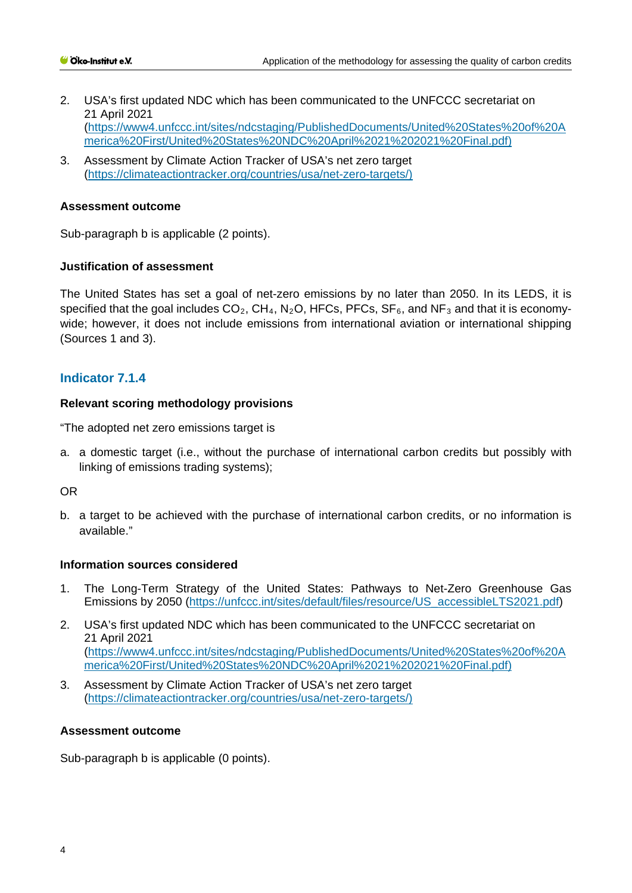2. USA's first updated NDC which has been communicated to the UNFCCC secretariat on 21 April 2021 (https://www4.unfccc.int/sites/ndcstaging/PublishedDocuments/United%20States%20of%20America%20First/United%20States%20NDC%20April%2021%202021%20Final.pdf)

3. Assessment by Climate Action Tracker of USA's net zero target (https://climateactiontracker.org/countries/usa/net-zero-targets/)

**Assessment outcome**

Sub-paragraph b is applicable (2 points).

**Justification of assessment**

The United States has set a goal of net-zero emissions by no later than 2050. In its LEDS, it is specified that the goal includes $CO_2$, $CH_4$, $N_2O$, HFCs, PFCs, $SF_6$, and $NF_3$ and that it is economy-wide; however, it does not include emissions from international aviation or international shipping (Sources 1 and 3).

### Indicator 7.1.4

**Relevant scoring methodology provisions**

"The adopted net zero emissions target is

a. a domestic target (i.e., without the purchase of international carbon credits but possibly with linking of emissions trading systems);

OR

b. a target to be achieved with the purchase of international carbon credits, or no information is available."

**Information sources considered**

1. The Long-Term Strategy of the United States: Pathways to Net-Zero Greenhouse Gas Emissions by 2050 (https://unfccc.int/sites/default/files/resource/US_accessibleLTS2021.pdf)

2. USA's first updated NDC which has been communicated to the UNFCCC secretariat on 21 April 2021 (https://www4.unfccc.int/sites/ndcstaging/PublishedDocuments/United%20States%20of%20America%20First/United%20States%20NDC%20April%2021%202021%20Final.pdf)

3. Assessment by Climate Action Tracker of USA's net zero target (https://climateactiontracker.org/countries/usa/net-zero-targets/)

**Assessment outcome**

Sub-paragraph b is applicable (0 points).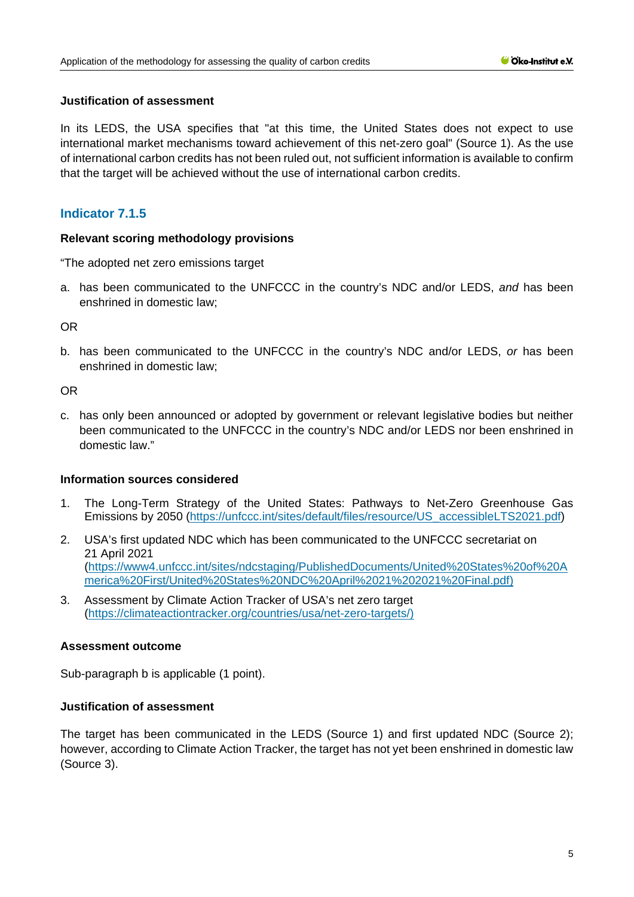#### Justification of assessment

In its LEDS, the USA specifies that "at this time, the United States does not expect to use international market mechanisms toward achievement of this net-zero goal" (Source 1). As the use of international carbon credits has not been ruled out, not sufficient information is available to confirm that the target will be achieved without the use of international carbon credits.

### Indicator 7.1.5

#### Relevant scoring methodology provisions

"The adopted net zero emissions target

a. has been communicated to the UNFCCC in the country's NDC and/or LEDS, *and* has been enshrined in domestic law;

OR

b. has been communicated to the UNFCCC in the country's NDC and/or LEDS, *or* has been enshrined in domestic law;

OR

c. has only been announced or adopted by government or relevant legislative bodies but neither been communicated to the UNFCCC in the country's NDC and/or LEDS nor been enshrined in domestic law."

#### Information sources considered

1. The Long-Term Strategy of the United States: Pathways to Net-Zero Greenhouse Gas Emissions by 2050 (https://unfccc.int/sites/default/files/resource/US_accessibleLTS2021.pdf)
2. USA's first updated NDC which has been communicated to the UNFCCC secretariat on 21 April 2021 (https://www4.unfccc.int/sites/ndcstaging/PublishedDocuments/United%20States%20of%20America%20First/United%20States%20NDC%20April%2021%202021%20Final.pdf)
3. Assessment by Climate Action Tracker of USA's net zero target (https://climateactiontracker.org/countries/usa/net-zero-targets/)

#### Assessment outcome

Sub-paragraph b is applicable (1 point).

#### Justification of assessment

The target has been communicated in the LEDS (Source 1) and first updated NDC (Source 2); however, according to Climate Action Tracker, the target has not yet been enshrined in domestic law (Source 3).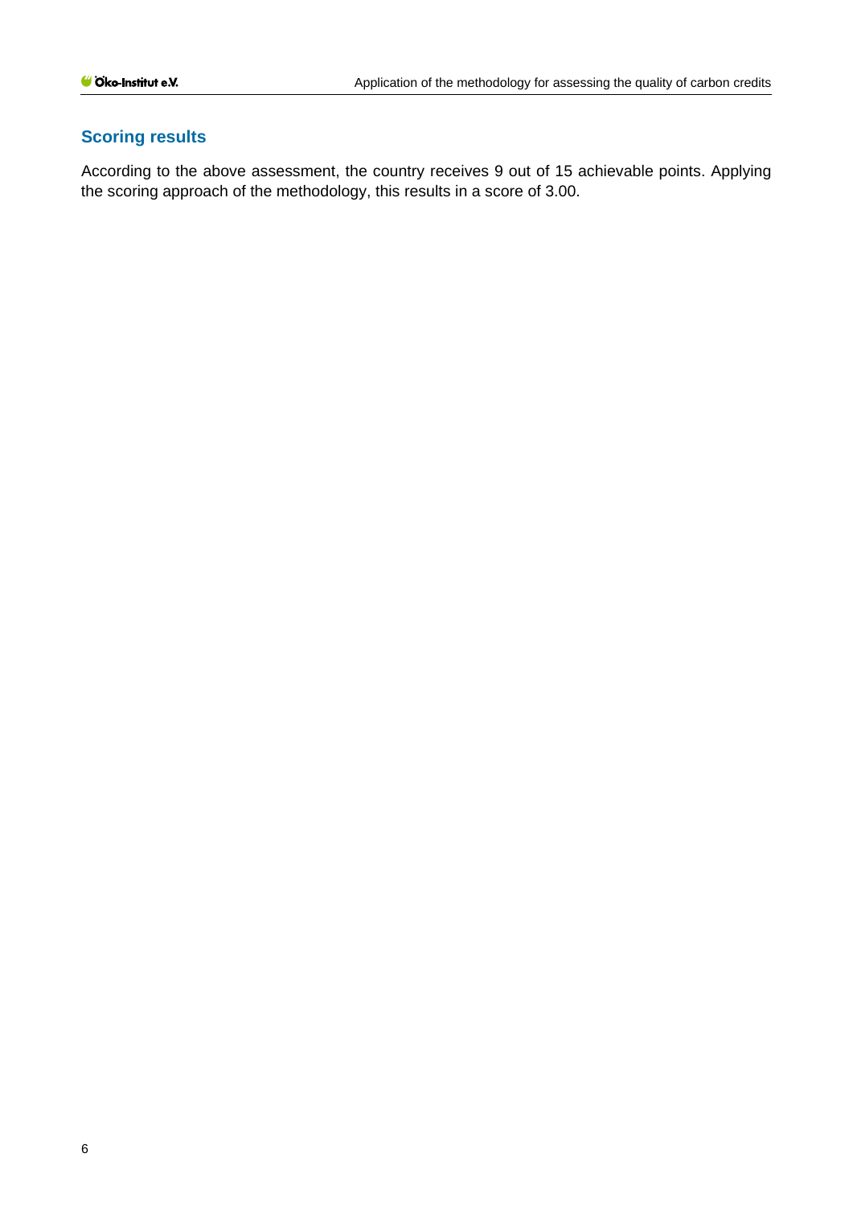### Scoring results

According to the above assessment, the country receives 9 out of 15 achievable points. Applying the scoring approach of the methodology, this results in a score of 3.00.